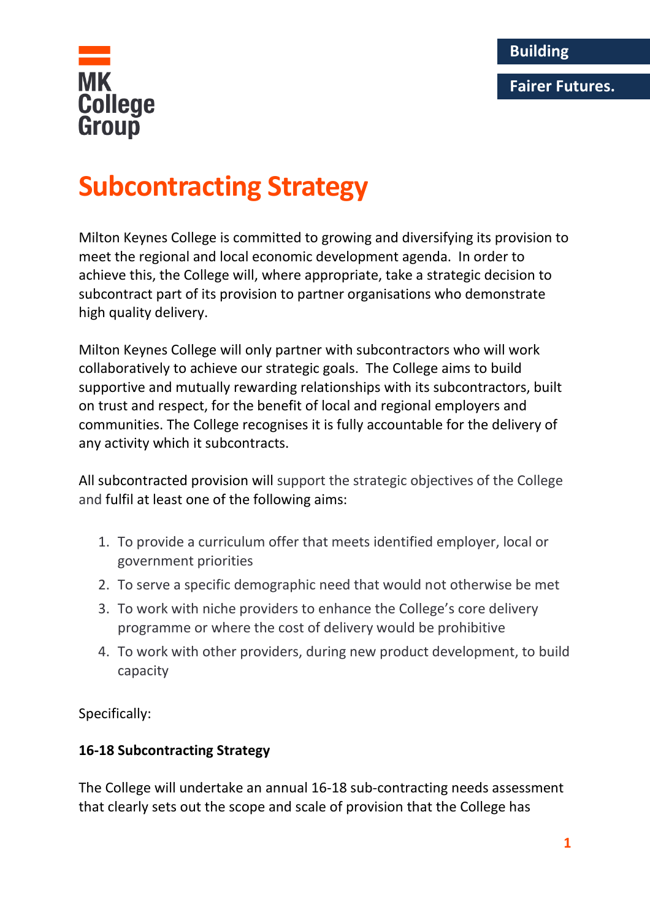MK College Group

Building Fairer Futures.

# Subcontracting Strategy

Milton Keynes College is committed to growing and diversifying its provision to meet the regional and local economic development agenda. In order to achieve this, the College will, where appropriate, take a strategic decision to subcontract part of its provision to partner organisations who demonstrate high quality delivery.

Milton Keynes College will only partner with subcontractors who will work collaboratively to achieve our strategic goals. The College aims to build supportive and mutually rewarding relationships with its subcontractors, built on trust and respect, for the benefit of local and regional employers and communities. The College recognises it is fully accountable for the delivery of any activity which it subcontracts.

All subcontracted provision will support the strategic objectives of the College and fulfil at least one of the following aims:

1. To provide a curriculum offer that meets identified employer, local or government priorities
2. To serve a specific demographic need that would not otherwise be met
3. To work with niche providers to enhance the College's core delivery programme or where the cost of delivery would be prohibitive
4. To work with other providers, during new product development, to build capacity

Specifically:

**16-18 Subcontracting Strategy**

The College will undertake an annual 16-18 sub-contracting needs assessment that clearly sets out the scope and scale of provision that the College has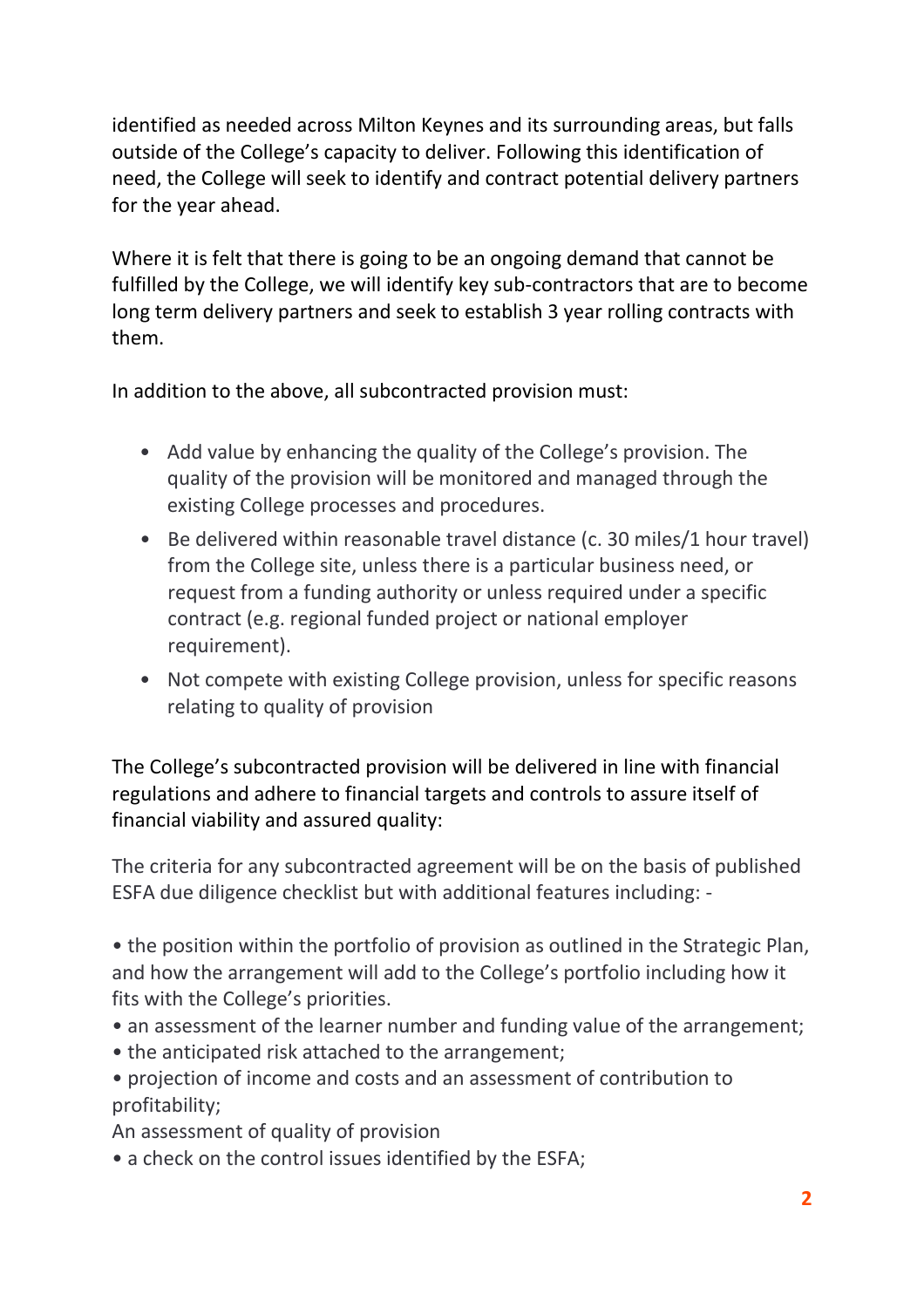identified as needed across Milton Keynes and its surrounding areas, but falls outside of the College's capacity to deliver. Following this identification of need, the College will seek to identify and contract potential delivery partners for the year ahead.

Where it is felt that there is going to be an ongoing demand that cannot be fulfilled by the College, we will identify key sub-contractors that are to become long term delivery partners and seek to establish 3 year rolling contracts with them.

In addition to the above, all subcontracted provision must:

- Add value by enhancing the quality of the College's provision. The quality of the provision will be monitored and managed through the existing College processes and procedures.
- Be delivered within reasonable travel distance (c. 30 miles/1 hour travel) from the College site, unless there is a particular business need, or request from a funding authority or unless required under a specific contract (e.g. regional funded project or national employer requirement).
- Not compete with existing College provision, unless for specific reasons relating to quality of provision

The College's subcontracted provision will be delivered in line with financial regulations and adhere to financial targets and controls to assure itself of financial viability and assured quality:

The criteria for any subcontracted agreement will be on the basis of published ESFA due diligence checklist but with additional features including: -

- the position within the portfolio of provision as outlined in the Strategic Plan, and how the arrangement will add to the College's portfolio including how it fits with the College's priorities.
- an assessment of the learner number and funding value of the arrangement;
- the anticipated risk attached to the arrangement;
- projection of income and costs and an assessment of contribution to profitability;

An assessment of quality of provision

- a check on the control issues identified by the ESFA;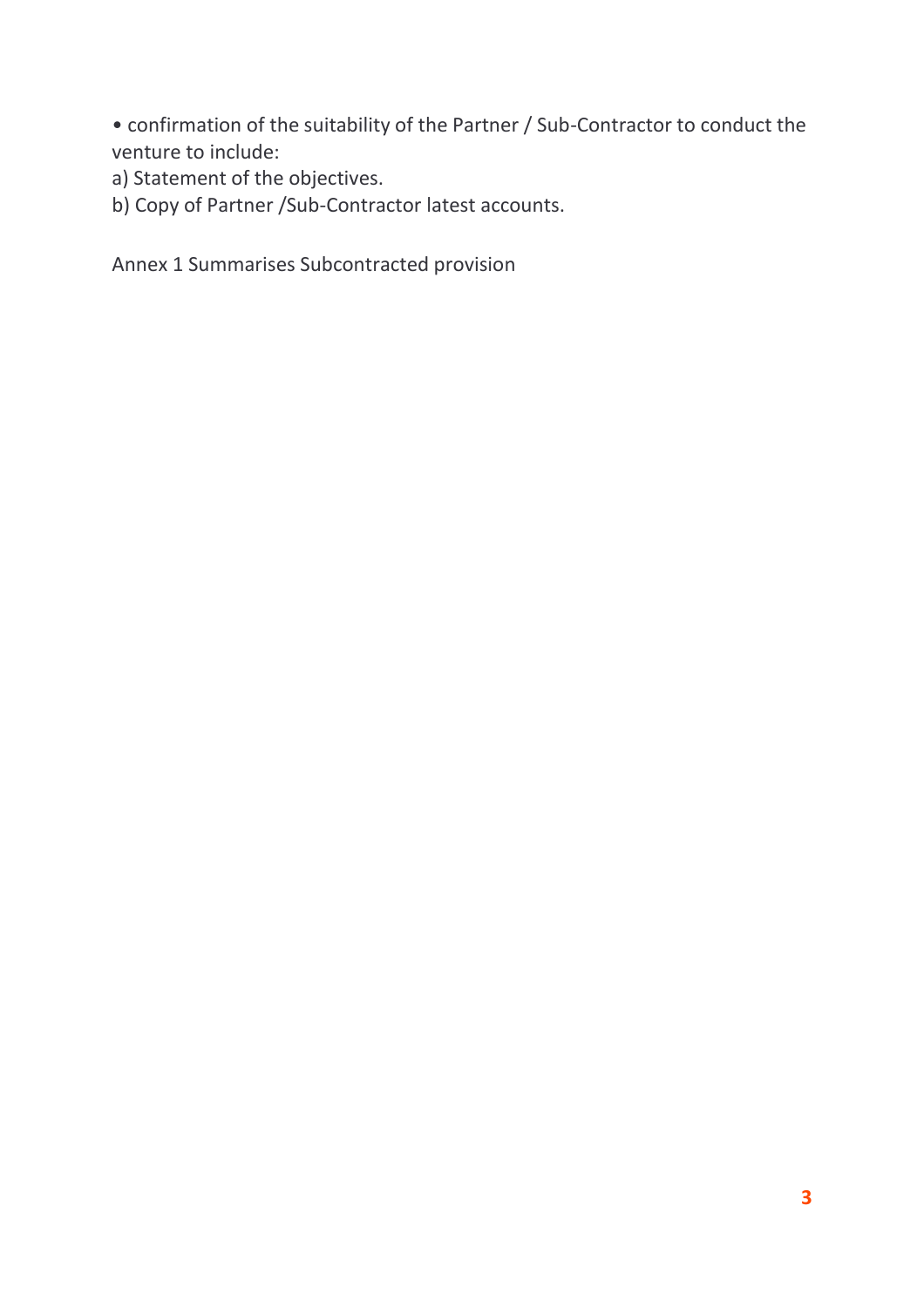- confirmation of the suitability of the Partner / Sub-Contractor to conduct the venture to include:

a) Statement of the objectives.
b) Copy of Partner /Sub-Contractor latest accounts.

Annex 1 Summarises Subcontracted provision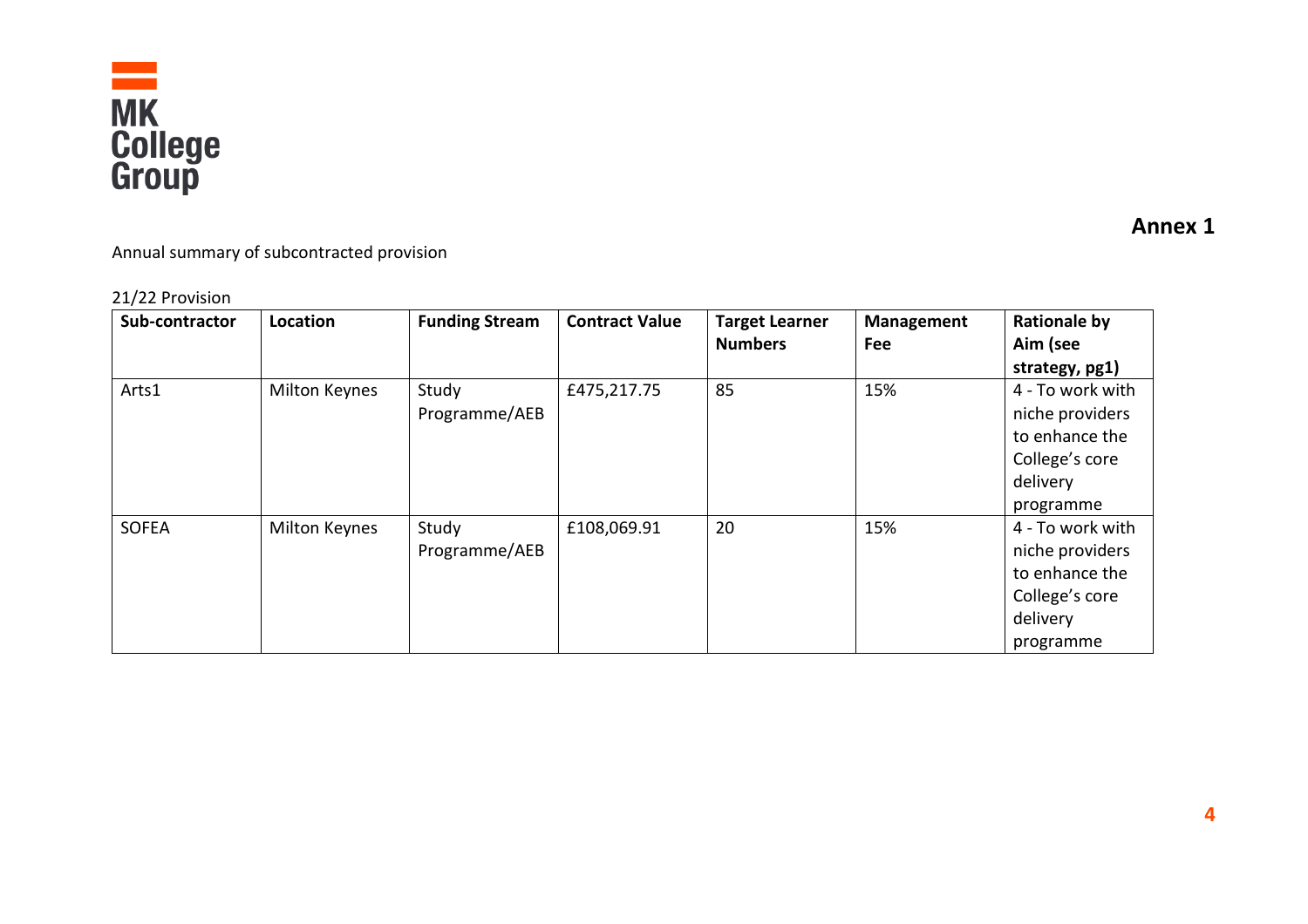MK College Group

## Annex 1

Annual summary of subcontracted provision

21/22 Provision

| Sub-contractor | Location | Funding Stream | Contract Value | Target Learner Numbers | Management Fee | Rationale by Aim (see strategy, pg1) |
|---|---|---|---|---|---|---|
| Arts1 | Milton Keynes | Study Programme/AEB | £475,217.75 | 85 | 15% | 4 - To work with niche providers to enhance the College's core delivery programme |
| SOFEA | Milton Keynes | Study Programme/AEB | £108,069.91 | 20 | 15% | 4 - To work with niche providers to enhance the College's core delivery programme |